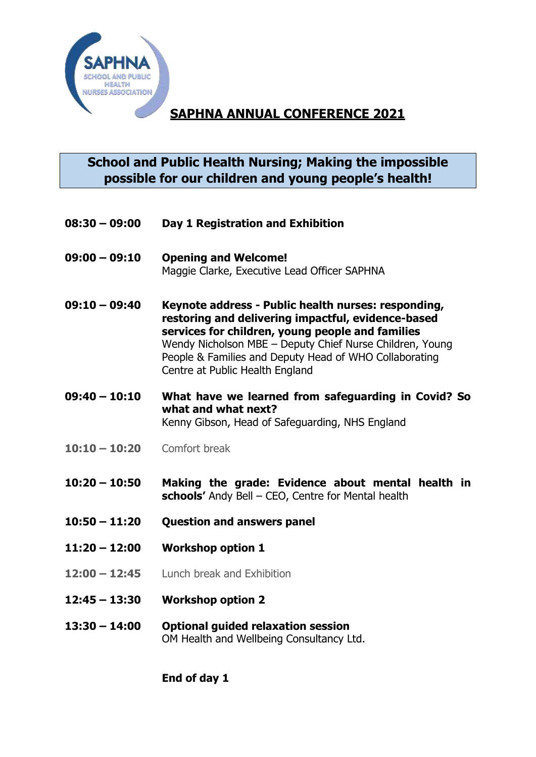SAPHNA
SCHOOL AND PUBLIC HEALTH NURSES ASSOCIATION

# SAPHNA ANNUAL CONFERENCE 2021

## School and Public Health Nursing; Making the impossible possible for our children and young people's health!

| | |
|---|---|
| **08:30 – 09:00** | **Day 1 Registration and Exhibition** |
| **09:00 – 09:10** | **Opening and Welcome!**<br>Maggie Clarke, Executive Lead Officer SAPHNA |
| **09:10 – 09:40** | **Keynote address - Public health nurses: responding, restoring and delivering impactful, evidence-based services for children, young people and families**<br>Wendy Nicholson MBE – Deputy Chief Nurse Children, Young People & Families and Deputy Head of WHO Collaborating Centre at Public Health England |
| **09:40 – 10:10** | **What have we learned from safeguarding in Covid? So what and what next?**<br>Kenny Gibson, Head of Safeguarding, NHS England |
| 10:10 – 10:20 | Comfort break |
| **10:20 – 10:50** | **Making the grade: Evidence about mental health in schools'** Andy Bell – CEO, Centre for Mental health |
| **10:50 – 11:20** | **Question and answers panel** |
| **11:20 – 12:00** | **Workshop option 1** |
| 12:00 – 12:45 | Lunch break and Exhibition |
| **12:45 – 13:30** | **Workshop option 2** |
| **13:30 – 14:00** | **Optional guided relaxation session**<br>OM Health and Wellbeing Consultancy Ltd. |

**End of day 1**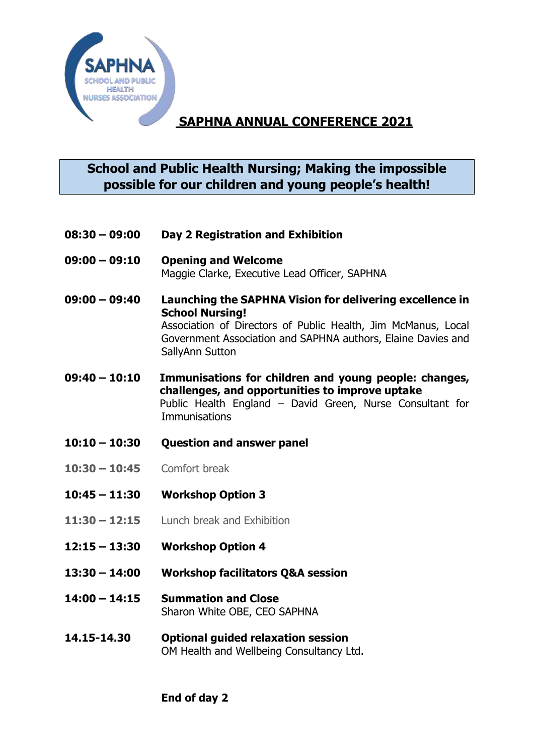SAPHNA
SCHOOL AND PUBLIC HEALTH NURSES ASSOCIATION

# SAPHNA ANNUAL CONFERENCE 2021

## School and Public Health Nursing; Making the impossible possible for our children and young people's health!

**08:30 – 09:00** **Day 2 Registration and Exhibition**

**09:00 – 09:10** **Opening and Welcome**
Maggie Clarke, Executive Lead Officer, SAPHNA

**09:00 – 09:40** **Launching the SAPHNA Vision for delivering excellence in School Nursing!**
Association of Directors of Public Health, Jim McManus, Local Government Association and SAPHNA authors, Elaine Davies and SallyAnn Sutton

**09:40 – 10:10** **Immunisations for children and young people: changes, challenges, and opportunities to improve uptake**
Public Health England – David Green, Nurse Consultant for Immunisations

**10:10 – 10:30** **Question and answer panel**

**10:30 – 10:45** Comfort break

**10:45 – 11:30** **Workshop Option 3**

**11:30 – 12:15** Lunch break and Exhibition

**12:15 – 13:30** **Workshop Option 4**

**13:30 – 14:00** **Workshop facilitators Q&A session**

**14:00 – 14:15** **Summation and Close**
Sharon White OBE, CEO SAPHNA

**14.15-14.30** **Optional guided relaxation session**
OM Health and Wellbeing Consultancy Ltd.

**End of day 2**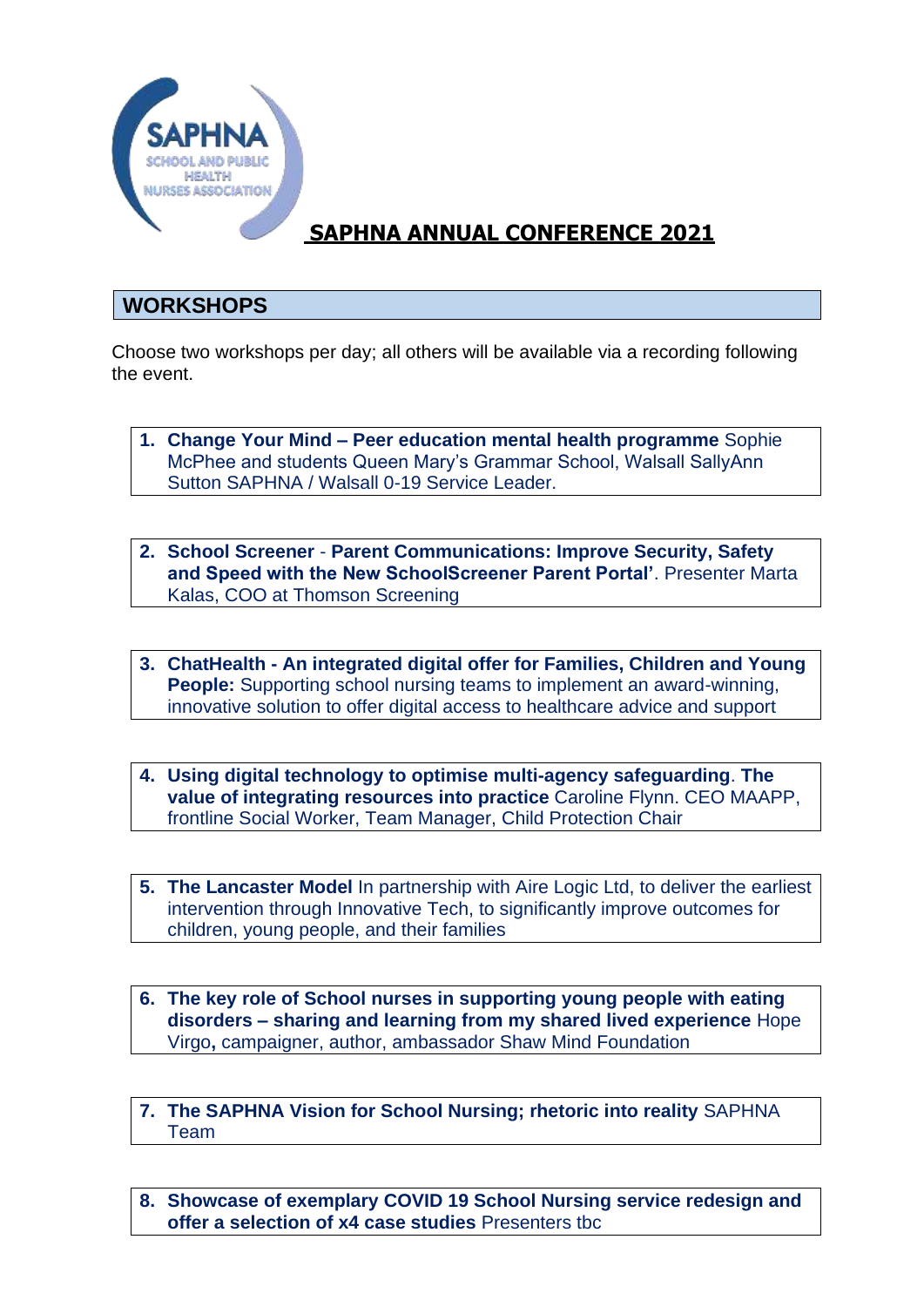# SAPHNA ANNUAL CONFERENCE 2021

## WORKSHOPS

Choose two workshops per day; all others will be available via a recording following the event.

1. **Change Your Mind – Peer education mental health programme** Sophie McPhee and students Queen Mary's Grammar School, Walsall SallyAnn Sutton SAPHNA / Walsall 0-19 Service Leader.

2. **School Screener** - **Parent Communications: Improve Security, Safety and Speed with the New SchoolScreener Parent Portal'**. Presenter Marta Kalas, COO at Thomson Screening

3. **ChatHealth - An integrated digital offer for Families, Children and Young People:** Supporting school nursing teams to implement an award-winning, innovative solution to offer digital access to healthcare advice and support

4. **Using digital technology to optimise multi-agency safeguarding**. **The value of integrating resources into practice** Caroline Flynn. CEO MAAPP, frontline Social Worker, Team Manager, Child Protection Chair

5. **The Lancaster Model** In partnership with Aire Logic Ltd, to deliver the earliest intervention through Innovative Tech, to significantly improve outcomes for children, young people, and their families

6. **The key role of School nurses in supporting young people with eating disorders – sharing and learning from my shared lived experience** Hope Virgo**,** campaigner, author, ambassador Shaw Mind Foundation

7. **The SAPHNA Vision for School Nursing; rhetoric into reality** SAPHNA Team

8. **Showcase of exemplary COVID 19 School Nursing service redesign and offer a selection of x4 case studies** Presenters tbc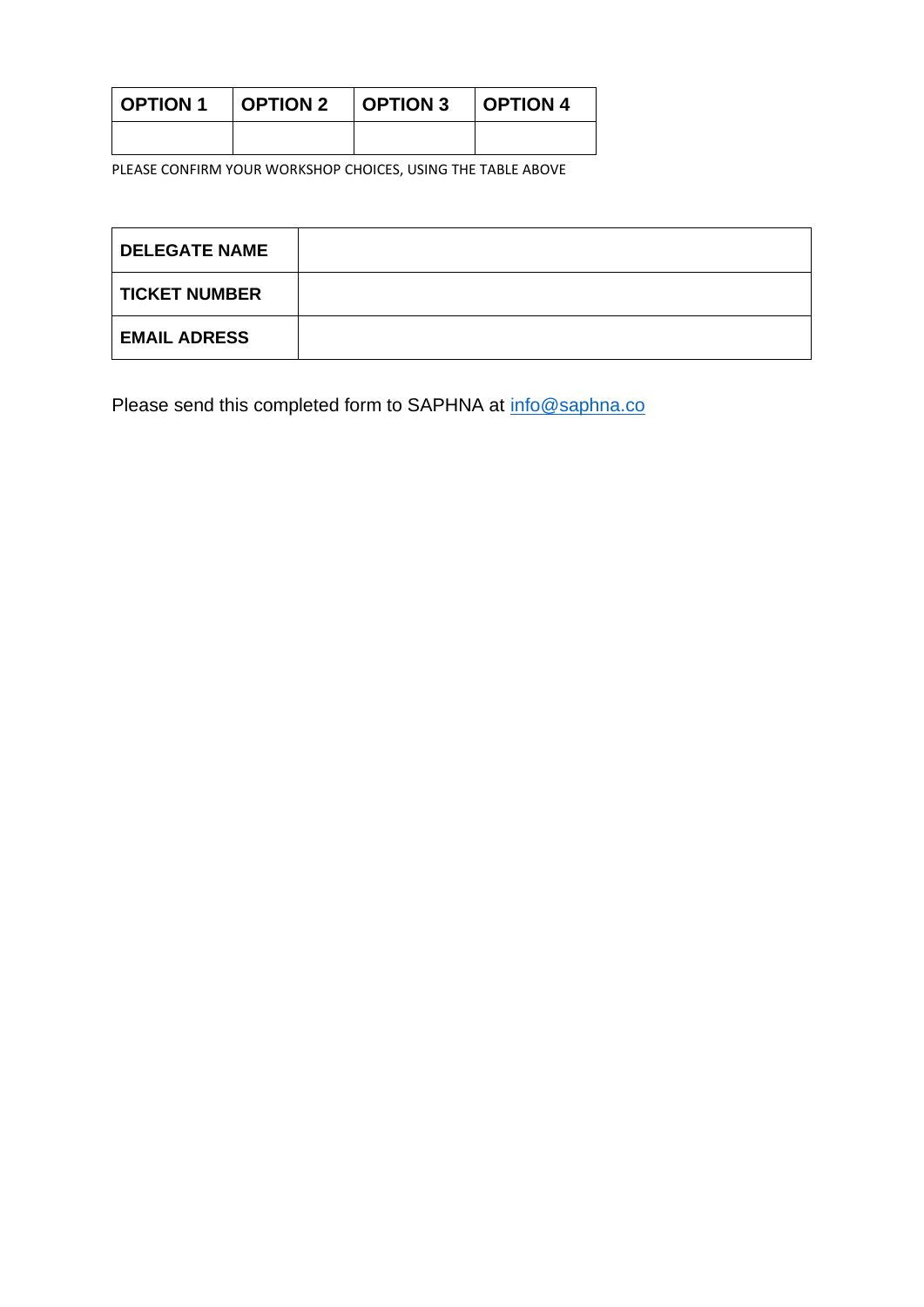| OPTION 1 | OPTION 2 | OPTION 3 | OPTION 4 |
|---|---|---|---|
| | | | |

PLEASE CONFIRM YOUR WORKSHOP CHOICES, USING THE TABLE ABOVE

| | |
|---|---|
| **DELEGATE NAME** | |
| **TICKET NUMBER** | |
| **EMAIL ADRESS** | |

Please send this completed form to SAPHNA at info@saphna.co